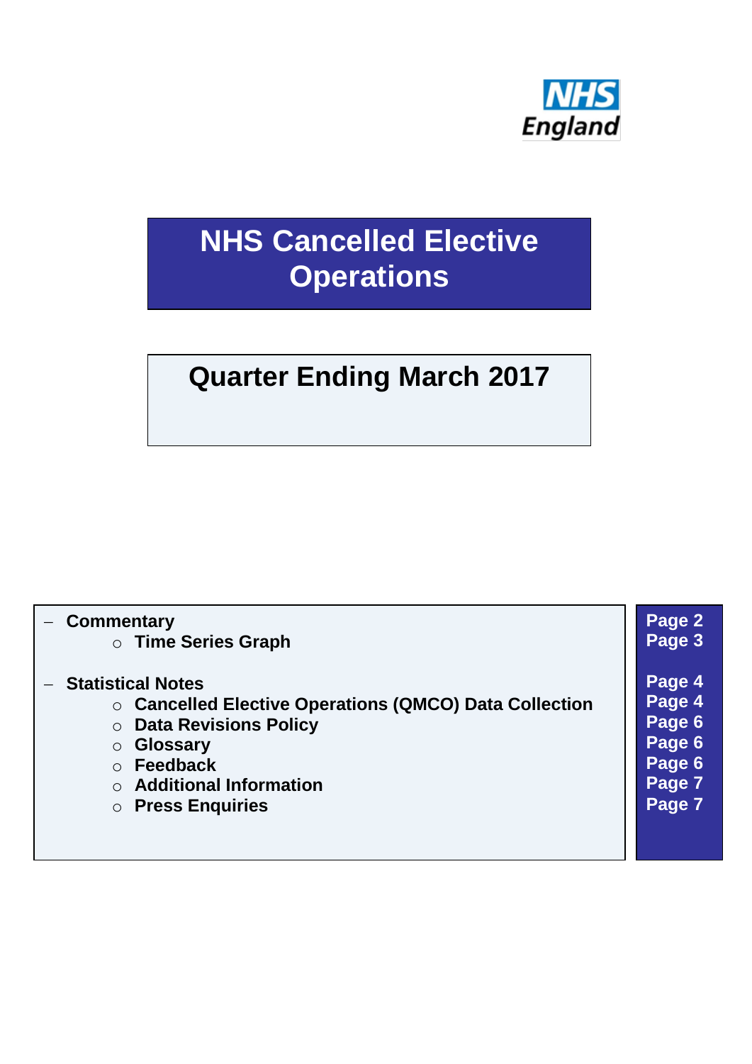NHS England

# NHS Cancelled Elective Operations

## Quarter Ending March 2017

| Contents | Page |
|---|---|
| – **Commentary** | **Page 2** |
| ○ **Time Series Graph** | **Page 3** |
| – **Statistical Notes** | **Page 4** |
| ○ **Cancelled Elective Operations (QMCO) Data Collection** | **Page 4** |
| ○ **Data Revisions Policy** | **Page 6** |
| ○ **Glossary** | **Page 6** |
| ○ **Feedback** | **Page 6** |
| ○ **Additional Information** | **Page 7** |
| ○ **Press Enquiries** | **Page 7** |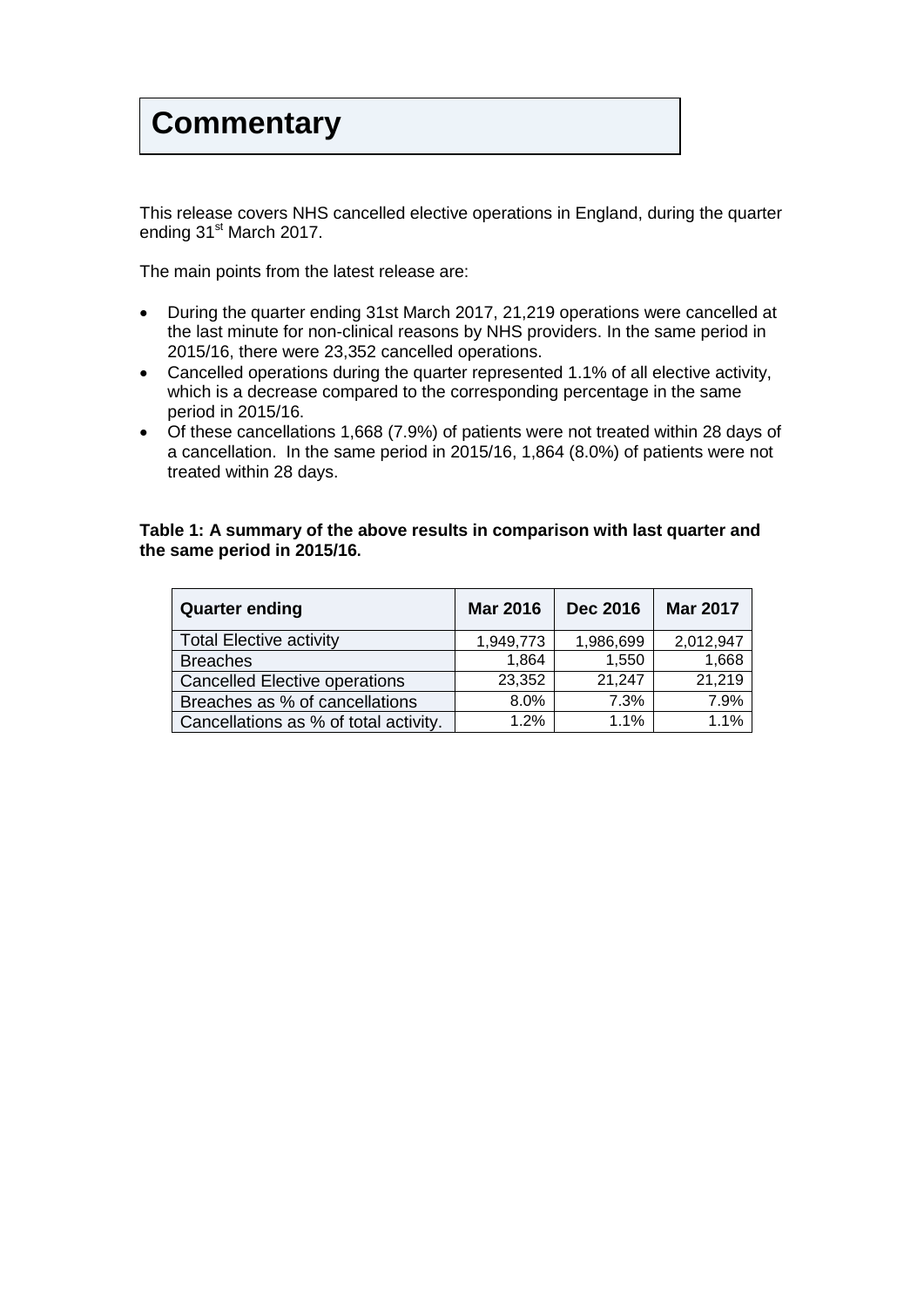# Commentary

This release covers NHS cancelled elective operations in England, during the quarter ending 31st March 2017.

The main points from the latest release are:

- During the quarter ending 31st March 2017, 21,219 operations were cancelled at the last minute for non-clinical reasons by NHS providers. In the same period in 2015/16, there were 23,352 cancelled operations.
- Cancelled operations during the quarter represented 1.1% of all elective activity, which is a decrease compared to the corresponding percentage in the same period in 2015/16.
- Of these cancellations 1,668 (7.9%) of patients were not treated within 28 days of a cancellation. In the same period in 2015/16, 1,864 (8.0%) of patients were not treated within 28 days.

**Table 1: A summary of the above results in comparison with last quarter and the same period in 2015/16.**

| Quarter ending | Mar 2016 | Dec 2016 | Mar 2017 |
|---|---|---|---|
| Total Elective activity | 1,949,773 | 1,986,699 | 2,012,947 |
| Breaches | 1,864 | 1,550 | 1,668 |
| Cancelled Elective operations | 23,352 | 21,247 | 21,219 |
| Breaches as % of cancellations | 8.0% | 7.3% | 7.9% |
| Cancellations as % of total activity. | 1.2% | 1.1% | 1.1% |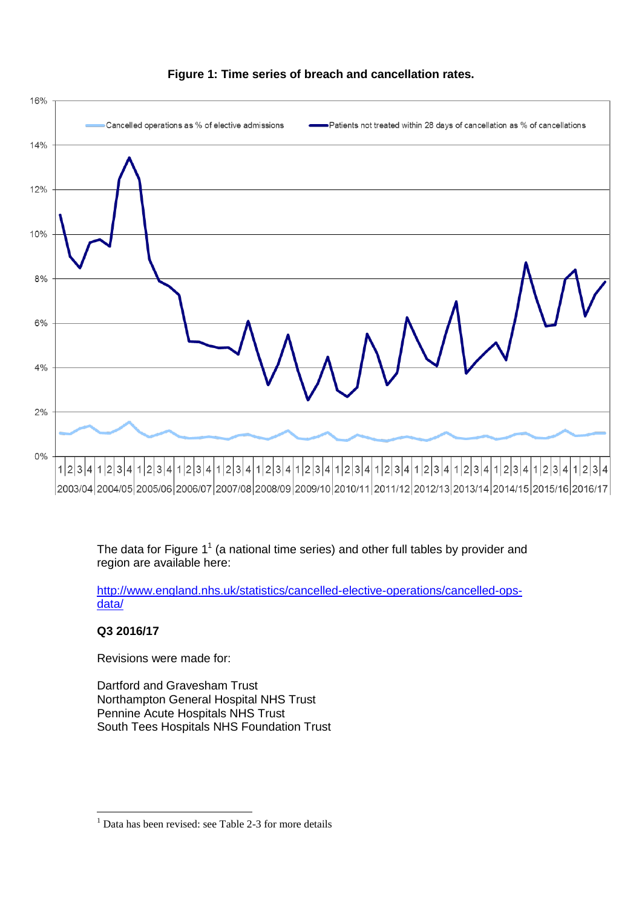**Figure 1: Time series of breach and cancellation rates.**

The data for Figure 1[1] (a national time series) and other full tables by provider and region are available here:

[http://www.england.nhs.uk/statistics/cancelled-elective-operations/cancelled-ops-data/](http://www.england.nhs.uk/statistics/cancelled-elective-operations/cancelled-ops-data/)

**Q3 2016/17**

Revisions were made for:

Dartford and Gravesham Trust
Northampton General Hospital NHS Trust
Pennine Acute Hospitals NHS Trust
South Tees Hospitals NHS Foundation Trust

[1] Data has been revised: see Table 2-3 for more details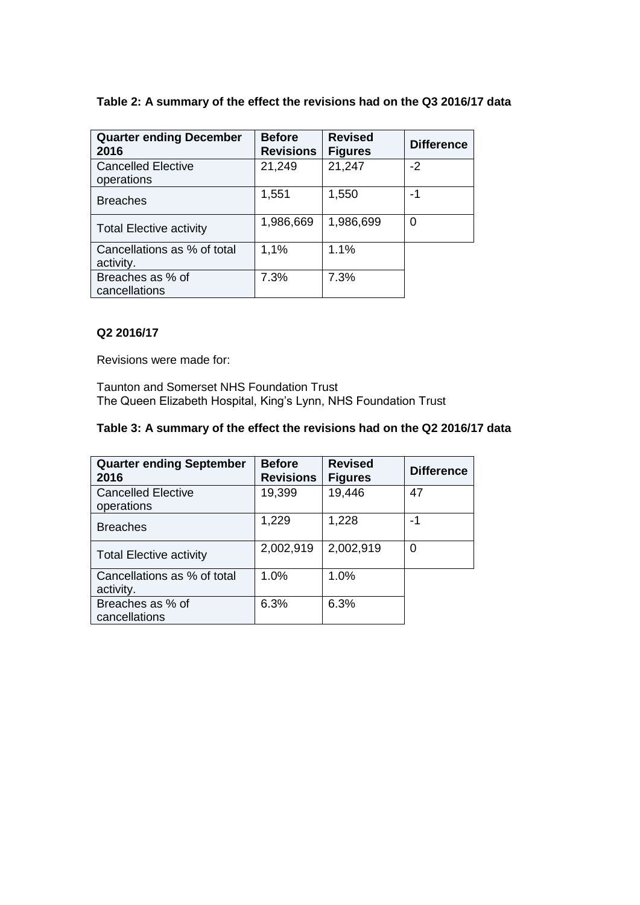**Table 2: A summary of the effect the revisions had on the Q3 2016/17 data**

| Quarter ending December 2016 | Before Revisions | Revised Figures | Difference |
|---|---|---|---|
| Cancelled Elective operations | 21,249 | 21,247 | -2 |
| Breaches | 1,551 | 1,550 | -1 |
| Total Elective activity | 1,986,669 | 1,986,699 | 0 |
| Cancellations as % of total activity. | 1,1% | 1.1% | |
| Breaches as % of cancellations | 7.3% | 7.3% | |

**Q2 2016/17**

Revisions were made for:

Taunton and Somerset NHS Foundation Trust
The Queen Elizabeth Hospital, King's Lynn, NHS Foundation Trust

**Table 3: A summary of the effect the revisions had on the Q2 2016/17 data**

| Quarter ending September 2016 | Before Revisions | Revised Figures | Difference |
|---|---|---|---|
| Cancelled Elective operations | 19,399 | 19,446 | 47 |
| Breaches | 1,229 | 1,228 | -1 |
| Total Elective activity | 2,002,919 | 2,002,919 | 0 |
| Cancellations as % of total activity. | 1.0% | 1.0% | |
| Breaches as % of cancellations | 6.3% | 6.3% | |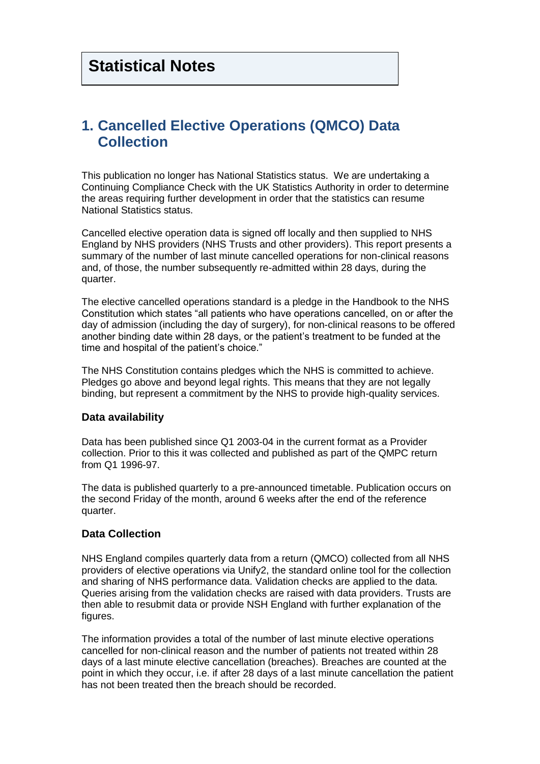# Statistical Notes

## 1. Cancelled Elective Operations (QMCO) Data Collection

This publication no longer has National Statistics status. We are undertaking a Continuing Compliance Check with the UK Statistics Authority in order to determine the areas requiring further development in order that the statistics can resume National Statistics status.

Cancelled elective operation data is signed off locally and then supplied to NHS England by NHS providers (NHS Trusts and other providers). This report presents a summary of the number of last minute cancelled operations for non-clinical reasons and, of those, the number subsequently re-admitted within 28 days, during the quarter.

The elective cancelled operations standard is a pledge in the Handbook to the NHS Constitution which states "all patients who have operations cancelled, on or after the day of admission (including the day of surgery), for non-clinical reasons to be offered another binding date within 28 days, or the patient's treatment to be funded at the time and hospital of the patient's choice."

The NHS Constitution contains pledges which the NHS is committed to achieve. Pledges go above and beyond legal rights. This means that they are not legally binding, but represent a commitment by the NHS to provide high-quality services.

### Data availability

Data has been published since Q1 2003-04 in the current format as a Provider collection. Prior to this it was collected and published as part of the QMPC return from Q1 1996-97.

The data is published quarterly to a pre-announced timetable. Publication occurs on the second Friday of the month, around 6 weeks after the end of the reference quarter.

### Data Collection

NHS England compiles quarterly data from a return (QMCO) collected from all NHS providers of elective operations via Unify2, the standard online tool for the collection and sharing of NHS performance data. Validation checks are applied to the data. Queries arising from the validation checks are raised with data providers. Trusts are then able to resubmit data or provide NSH England with further explanation of the figures.

The information provides a total of the number of last minute elective operations cancelled for non-clinical reason and the number of patients not treated within 28 days of a last minute elective cancellation (breaches). Breaches are counted at the point in which they occur, i.e. if after 28 days of a last minute cancellation the patient has not been treated then the breach should be recorded.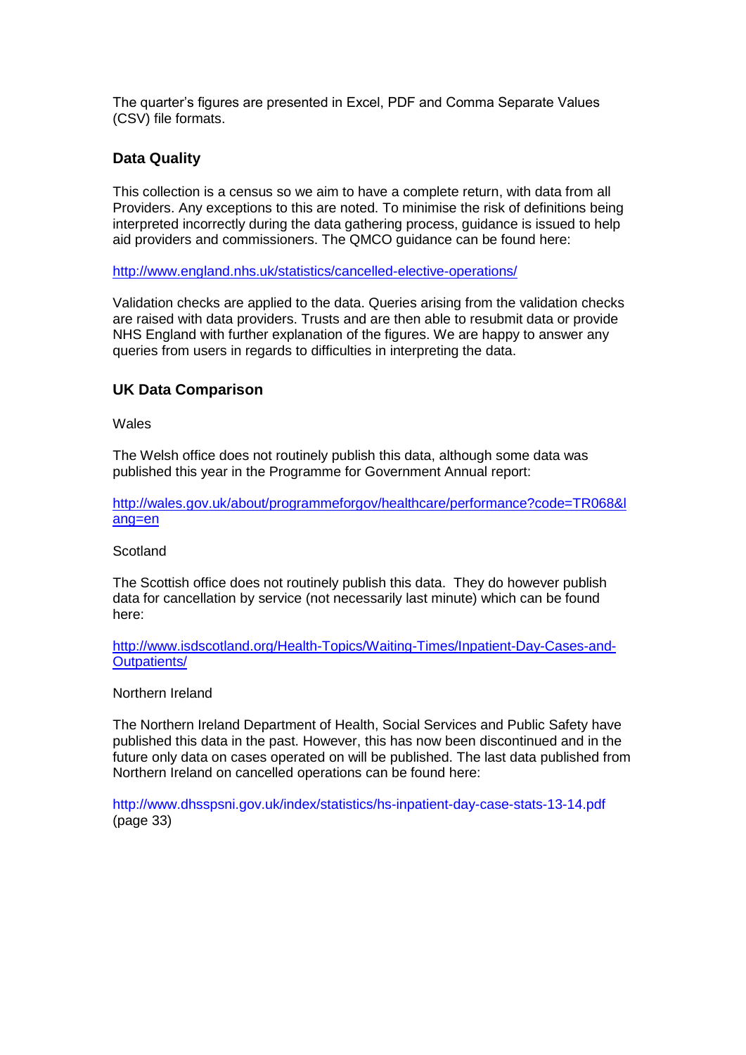The quarter's figures are presented in Excel, PDF and Comma Separate Values (CSV) file formats.

## Data Quality

This collection is a census so we aim to have a complete return, with data from all Providers. Any exceptions to this are noted. To minimise the risk of definitions being interpreted incorrectly during the data gathering process, guidance is issued to help aid providers and commissioners. The QMCO guidance can be found here:

http://www.england.nhs.uk/statistics/cancelled-elective-operations/

Validation checks are applied to the data. Queries arising from the validation checks are raised with data providers. Trusts and are then able to resubmit data or provide NHS England with further explanation of the figures. We are happy to answer any queries from users in regards to difficulties in interpreting the data.

## UK Data Comparison

Wales

The Welsh office does not routinely publish this data, although some data was published this year in the Programme for Government Annual report:

http://wales.gov.uk/about/programmeforgov/healthcare/performance?code=TR068&lang=en

Scotland

The Scottish office does not routinely publish this data. They do however publish data for cancellation by service (not necessarily last minute) which can be found here:

http://www.isdscotland.org/Health-Topics/Waiting-Times/Inpatient-Day-Cases-and-Outpatients/

Northern Ireland

The Northern Ireland Department of Health, Social Services and Public Safety have published this data in the past. However, this has now been discontinued and in the future only data on cases operated on will be published. The last data published from Northern Ireland on cancelled operations can be found here:

http://www.dhsspsni.gov.uk/index/statistics/hs-inpatient-day-case-stats-13-14.pdf (page 33)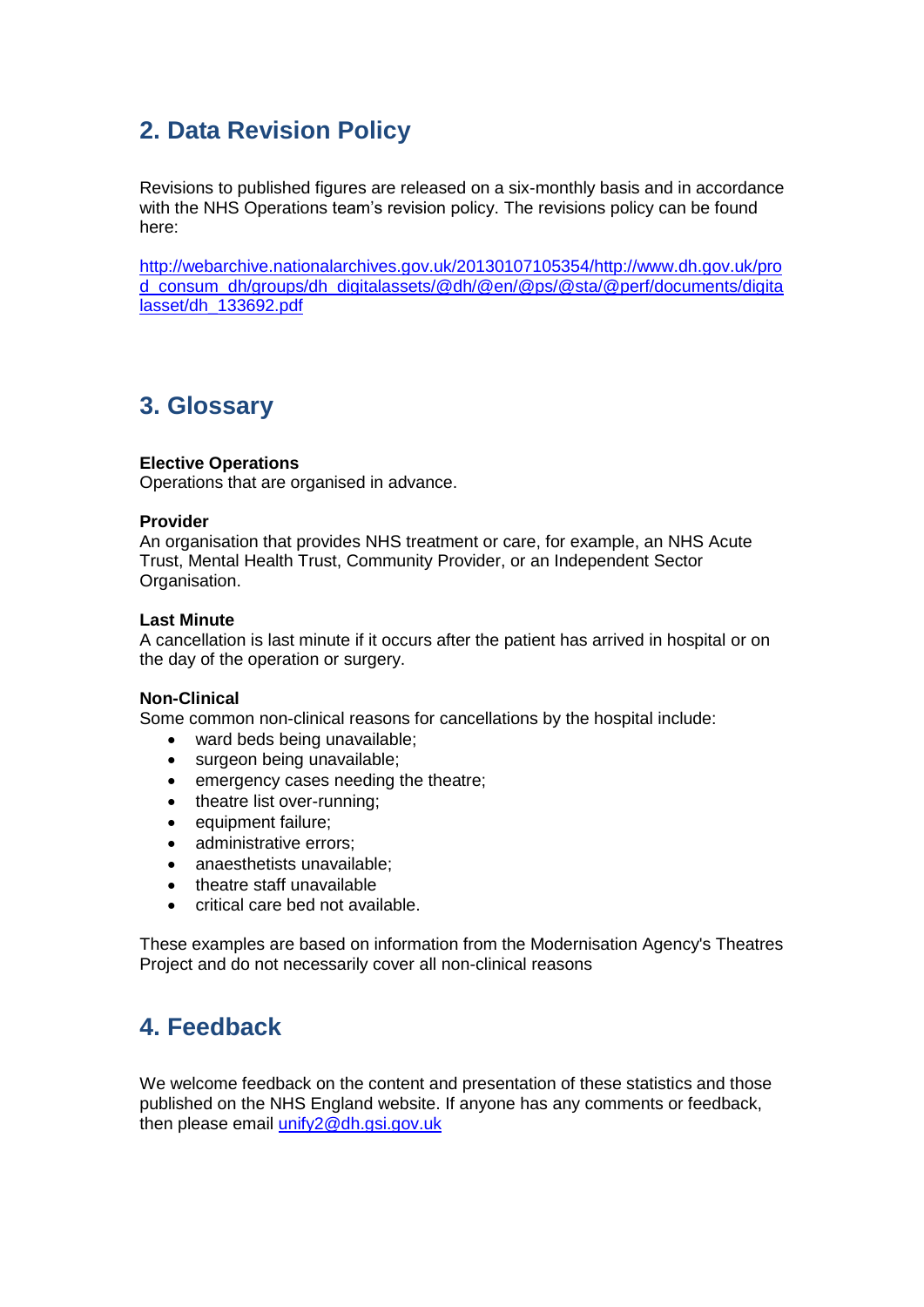## 2. Data Revision Policy

Revisions to published figures are released on a six-monthly basis and in accordance with the NHS Operations team's revision policy. The revisions policy can be found here:

http://webarchive.nationalarchives.gov.uk/20130107105354/http://www.dh.gov.uk/prod_consum_dh/groups/dh_digitalassets/@dh/@en/@ps/@sta/@perf/documents/digitalasset/dh_133692.pdf

## 3. Glossary

**Elective Operations**
Operations that are organised in advance.

**Provider**
An organisation that provides NHS treatment or care, for example, an NHS Acute Trust, Mental Health Trust, Community Provider, or an Independent Sector Organisation.

**Last Minute**
A cancellation is last minute if it occurs after the patient has arrived in hospital or on the day of the operation or surgery.

**Non-Clinical**
Some common non-clinical reasons for cancellations by the hospital include:

- ward beds being unavailable;
- surgeon being unavailable;
- emergency cases needing the theatre;
- theatre list over-running;
- equipment failure;
- administrative errors;
- anaesthetists unavailable;
- theatre staff unavailable
- critical care bed not available.

These examples are based on information from the Modernisation Agency's Theatres Project and do not necessarily cover all non-clinical reasons

## 4. Feedback

We welcome feedback on the content and presentation of these statistics and those published on the NHS England website. If anyone has any comments or feedback, then please email unify2@dh.gsi.gov.uk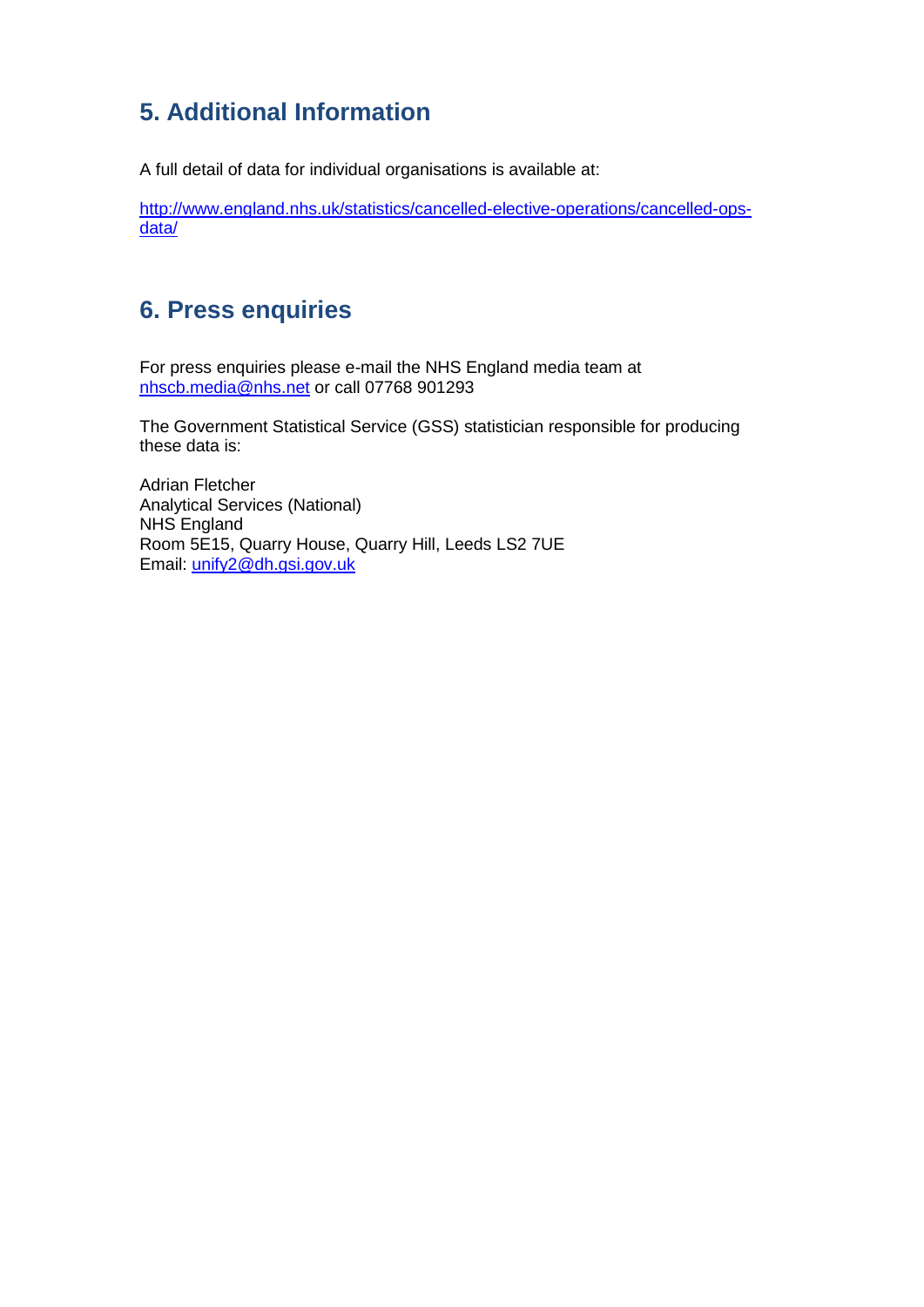## 5. Additional Information

A full detail of data for individual organisations is available at:

http://www.england.nhs.uk/statistics/cancelled-elective-operations/cancelled-ops-data/

## 6. Press enquiries

For press enquiries please e-mail the NHS England media team at nhscb.media@nhs.net or call 07768 901293

The Government Statistical Service (GSS) statistician responsible for producing these data is:

Adrian Fletcher
Analytical Services (National)
NHS England
Room 5E15, Quarry House, Quarry Hill, Leeds LS2 7UE
Email: unify2@dh.gsi.gov.uk